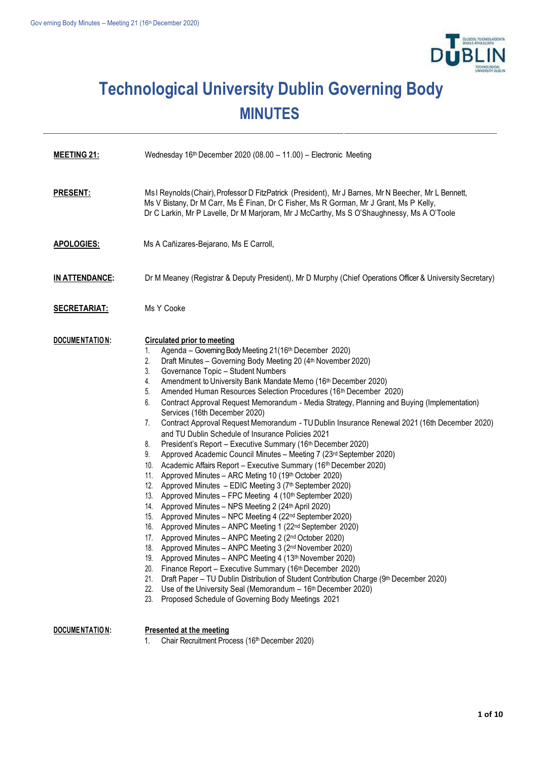# Technological University Dublin Governing Body

## MINUTES

**MEETING 21:** Wednesday 16th December 2020 (08.00 – 11.00) – Electronic Meeting

**PRESENT:** Ms I Reynolds (Chair), Professor D FitzPatrick (President), Mr J Barnes, Mr N Beecher, Mr L Bennett, Ms V Bistany, Dr M Carr, Ms É Finan, Dr C Fisher, Ms R Gorman, Mr J Grant, Ms P Kelly, Dr C Larkin, Mr P Lavelle, Dr M Marjoram, Mr J McCarthy, Ms S O'Shaughnessy, Ms A O'Toole

**APOLOGIES:** Ms A Cañizares-Bejarano, Ms E Carroll,

**IN ATTENDANCE:** Dr M Meaney (Registrar & Deputy President), Mr D Murphy (Chief Operations Officer & University Secretary)

**SECRETARIAT:** Ms Y Cooke

**DOCUMENTATION:**

**Circulated prior to meeting**

1. Agenda – Governing Body Meeting 21(16th December 2020)
2. Draft Minutes – Governing Body Meeting 20 (4th November 2020)
3. Governance Topic – Student Numbers
4. Amendment to University Bank Mandate Memo (16th December 2020)
5. Amended Human Resources Selection Procedures (16th December 2020)
6. Contract Approval Request Memorandum - Media Strategy, Planning and Buying (Implementation) Services (16th December 2020)
7. Contract Approval Request Memorandum - TU Dublin Insurance Renewal 2021 (16th December 2020) and TU Dublin Schedule of Insurance Policies 2021
8. President's Report – Executive Summary (16th December 2020)
9. Approved Academic Council Minutes – Meeting 7 (23rd September 2020)
10. Academic Affairs Report – Executive Summary (16th December 2020)
11. Approved Minutes – ARC Meting 10 (19th October 2020)
12. Approved Minutes – EDIC Meeting 3 (7th September 2020)
13. Approved Minutes – FPC Meeting 4 (10th September 2020)
14. Approved Minutes – NPS Meeting 2 (24th April 2020)
15. Approved Minutes – NPC Meeting 4 (22nd September 2020)
16. Approved Minutes – ANPC Meeting 1 (22nd September 2020)
17. Approved Minutes – ANPC Meeting 2 (2nd October 2020)
18. Approved Minutes – ANPC Meeting 3 (2nd November 2020)
19. Approved Minutes – ANPC Meeting 4 (13th November 2020)
20. Finance Report – Executive Summary (16th December 2020)
21. Draft Paper – TU Dublin Distribution of Student Contribution Charge (9th December 2020)
22. Use of the University Seal (Memorandum – 16th December 2020)
23. Proposed Schedule of Governing Body Meetings 2021

**DOCUMENTATION:**

**Presented at the meeting**

1. Chair Recruitment Process (16th December 2020)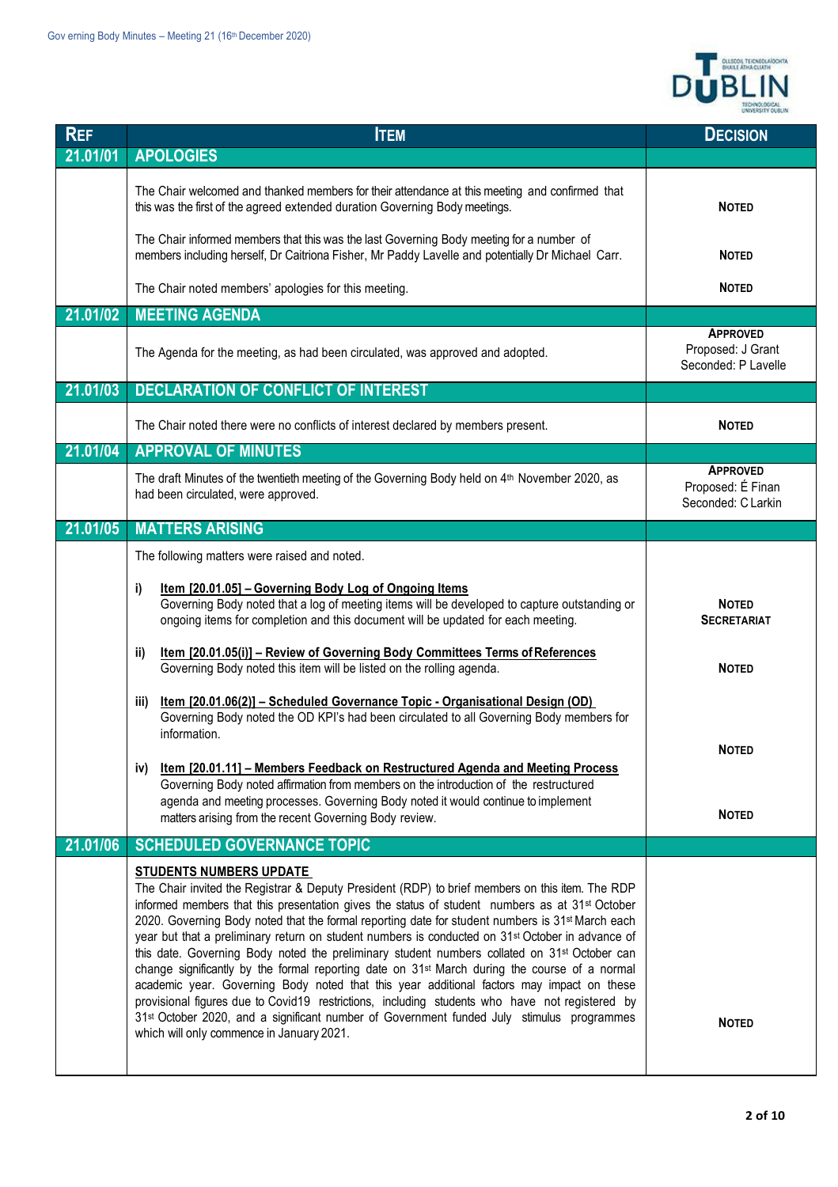| **Ref** | **Item** | **Decision** |
|---|---|---|
| **21.01/01** | **APOLOGIES** | |
| | The Chair welcomed and thanked members for their attendance at this meeting and confirmed that this was the first of the agreed extended duration Governing Body meetings. | **NOTED** |
| | The Chair informed members that this was the last Governing Body meeting for a number of members including herself, Dr Caitriona Fisher, Mr Paddy Lavelle and potentially Dr Michael Carr. | **NOTED** |
| | The Chair noted members' apologies for this meeting. | **NOTED** |
| **21.01/02** | **MEETING AGENDA** | |
| | The Agenda for the meeting, as had been circulated, was approved and adopted. | **APPROVED**<br>Proposed: J Grant<br>Seconded: P Lavelle |
| **21.01/03** | **DECLARATION OF CONFLICT OF INTEREST** | |
| | The Chair noted there were no conflicts of interest declared by members present. | **NOTED** |
| **21.01/04** | **APPROVAL OF MINUTES** | |
| | The draft Minutes of the twentieth meeting of the Governing Body held on 4th November 2020, as had been circulated, were approved. | **APPROVED**<br>Proposed: É Finan<br>Seconded: C Larkin |
| **21.01/05** | **MATTERS ARISING** | |
| | The following matters were raised and noted. | |
| | i) **Item [20.01.05] – Governing Body Log of Ongoing Items**<br>Governing Body noted that a log of meeting items will be developed to capture outstanding or ongoing items for completion and this document will be updated for each meeting. | **NOTED**<br>**SECRETARIAT** |
| | ii) **Item [20.01.05(i)] – Review of Governing Body Committees Terms of References**<br>Governing Body noted this item will be listed on the rolling agenda. | **NOTED** |
| | iii) **Item [20.01.06(2)] – Scheduled Governance Topic - Organisational Design (OD)**<br>Governing Body noted the OD KPI's had been circulated to all Governing Body members for information. | **NOTED** |
| | iv) **Item [20.01.11] – Members Feedback on Restructured Agenda and Meeting Process**<br>Governing Body noted affirmation from members on the introduction of the restructured agenda and meeting process. Governing Body noted it would continue to implement matters arising from the recent Governing Body review. | **NOTED** |
| **21.01/06** | **SCHEDULED GOVERNANCE TOPIC** | |
| | **STUDENTS NUMBERS UPDATE**<br>The Chair invited the Registrar & Deputy President (RDP) to brief members on this item. The RDP informed members that this presentation gives the status of student numbers as at 31st October 2020. Governing Body noted that the formal reporting date for student numbers is 31st March each year but that a preliminary return on student numbers is conducted on 31st October in advance of this date. Governing Body noted the preliminary student numbers collated on 31st October can change significantly by the formal reporting date on 31st March during the course of a normal academic year. Governing Body noted that this year additional factors may impact on these provisional figures due to Covid19 restrictions, including students who have not registered by 31st October 2020, and a significant number of Government funded July stimulus programmes which will only commence in January 2021. | **NOTED** |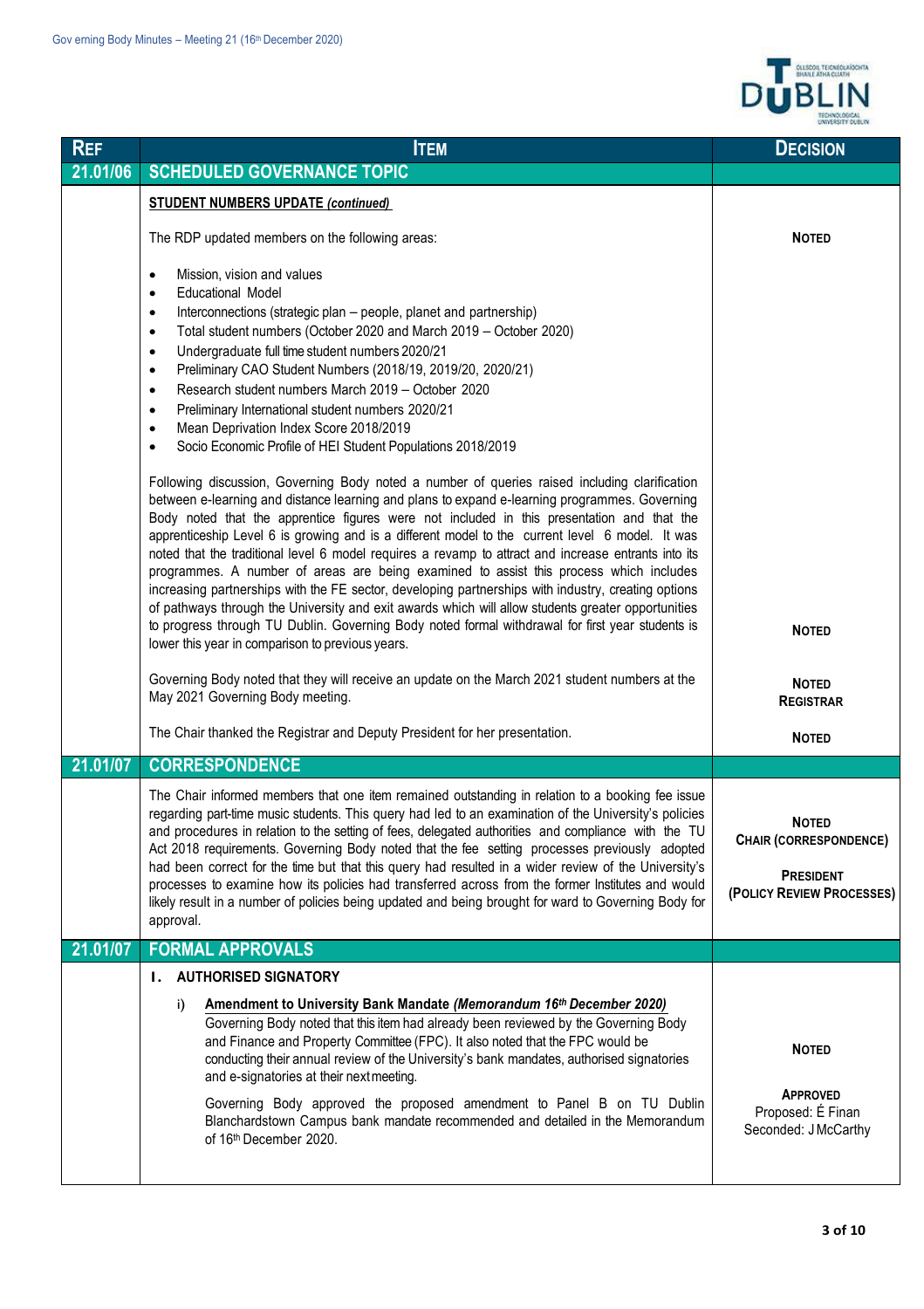| REF | ITEM | DECISION |
|---|---|---|
| 21.01/06 | **SCHEDULED GOVERNANCE TOPIC** | |
| | **STUDENT NUMBERS UPDATE *(continued)*** | |
| | The RDP updated members on the following areas:<br>• Mission, vision and values<br>• Educational Model<br>• Interconnections (strategic plan – people, planet and partnership)<br>• Total student numbers (October 2020 and March 2019 – October 2020)<br>• Undergraduate full time student numbers 2020/21<br>• Preliminary CAO Student Numbers (2018/19, 2019/20, 2020/21)<br>• Research student numbers March 2019 – October 2020<br>• Preliminary International student numbers 2020/21<br>• Mean Deprivation Index Score 2018/2019<br>• Socio Economic Profile of HEI Student Populations 2018/2019 | **NOTED** |
| | Following discussion, Governing Body noted a number of queries raised including clarification between e-learning and distance learning and plans to expand e-learning programmes. Governing Body noted that the apprentice figures were not included in this presentation and that the apprenticeship Level 6 is growing and is a different model to the current level 6 model. It was noted that the traditional level 6 model requires a revamp to attract and increase entrants into its programmes. A number of areas are being examined to assist this process which includes increasing partnerships with the FE sector, developing partnerships with industry, creating options of pathways through the University and exit awards which will allow students greater opportunities to progress through TU Dublin. Governing Body noted formal withdrawal for first year students is lower this year in comparison to previous years. | **NOTED** |
| | Governing Body noted that they will receive an update on the March 2021 student numbers at the May 2021 Governing Body meeting. | **NOTED**<br>**REGISTRAR** |
| | The Chair thanked the Registrar and Deputy President for her presentation. | **NOTED** |
| 21.01/07 | **CORRESPONDENCE** | |
| | The Chair informed members that one item remained outstanding in relation to a booking fee issue regarding part-time music students. This query had led to an examination of the University's policies and procedures in relation to the setting of fees, delegated authorities and compliance with the TU Act 2018 requirements. Governing Body noted that the fee setting processes previously adopted had been correct for the time but that this query had resulted in a wider review of the University's processes to examine how its policies had transferred across from the former Institutes and would likely result in a number of policies being updated and being brought for ward to Governing Body for approval. | **NOTED**<br>**CHAIR (CORRESPONDENCE)**<br><br>**PRESIDENT**<br>**(POLICY REVIEW PROCESSES)** |
| 21.01/07 | **FORMAL APPROVALS** | |
| | **I. AUTHORISED SIGNATORY** | |
| | i) **Amendment to University Bank Mandate *(Memorandum 16th December 2020)***<br>Governing Body noted that this item had already been reviewed by the Governing Body and Finance and Property Committee (FPC). It also noted that the FPC would be conducting their annual review of the University's bank mandates, authorised signatories and e-signatories at their next meeting. | **NOTED** |
| | Governing Body approved the proposed amendment to Panel B on TU Dublin Blanchardstown Campus bank mandate recommended and detailed in the Memorandum of 16th December 2020. | **APPROVED**<br>Proposed: É Finan<br>Seconded: J McCarthy |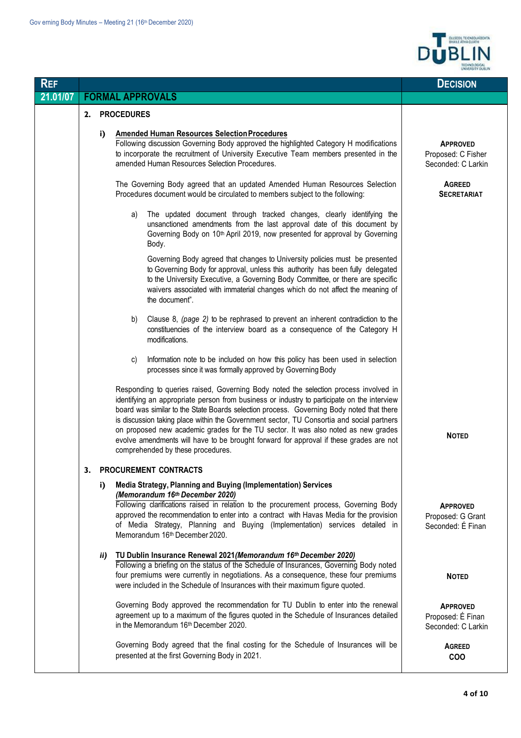| REF | | DECISION |
|---|---|---|
| **21.01/07** | **FORMAL APPROVALS** | |
| | **2. PROCEDURES** | |
| | **i) Amended Human Resources Selection Procedures**<br>Following discussion Governing Body approved the highlighted Category H modifications to incorporate the recruitment of University Executive Team members presented in the amended Human Resources Selection Procedures. | **APPROVED**<br>Proposed: C Fisher<br>Seconded: C Larkin |
| | The Governing Body agreed that an updated Amended Human Resources Selection Procedures document would be circulated to members subject to the following: | **AGREED**<br>**SECRETARIAT** |
| | a) The updated document through tracked changes, clearly identifying the unsanctioned amendments from the last approval date of this document by Governing Body on 10th April 2019, now presented for approval by Governing Body.<br><br>Governing Body agreed that changes to University policies must be presented to Governing Body for approval, unless this authority has been fully delegated to the University Executive, a Governing Body Committee, or there are specific waivers associated with immaterial changes which do not affect the meaning of the document". | |
| | b) Clause 8, *(page 2)* to be rephrased to prevent an inherent contradiction to the constituencies of the interview board as a consequence of the Category H modifications. | |
| | c) Information note to be included on how this policy has been used in selection processes since it was formally approved by Governing Body | |
| | Responding to queries raised, Governing Body noted the selection process involved in identifying an appropriate person from business or industry to participate on the interview board was similar to the State Boards selection process. Governing Body noted that there is discussion taking place within the Government sector, TU Consortia and social partners on proposed new academic grades for the TU sector. It was also noted as new grades evolve amendments will have to be brought forward for approval if these grades are not comprehended by these procedures. | **NOTED** |
| | **3. PROCUREMENT CONTRACTS** | |
| | **i) Media Strategy, Planning and Buying (Implementation) Services *(Memorandum 16th December 2020)***<br>Following clarifications raised in relation to the procurement process, Governing Body approved the recommendation to enter into a contract with Havas Media for the provision of Media Strategy, Planning and Buying (Implementation) services detailed in Memorandum 16th December 2020. | **APPROVED**<br>Proposed: G Grant<br>Seconded: É Finan |
| | ***ii)* TU Dublin Insurance Renewal 2021 *(Memorandum 16th December 2020)***<br>Following a briefing on the status of the Schedule of Insurances, Governing Body noted four premiums were currently in negotiations. As a consequence, these four premiums were included in the Schedule of Insurances with their maximum figure quoted. | **NOTED** |
| | Governing Body approved the recommendation for TU Dublin to enter into the renewal agreement up to a maximum of the figures quoted in the Schedule of Insurances detailed in the Memorandum 16th December 2020. | **APPROVED**<br>Proposed: É Finan<br>Seconded: C Larkin |
| | Governing Body agreed that the final costing for the Schedule of Insurances will be presented at the first Governing Body in 2021. | **AGREED**<br>**COO** |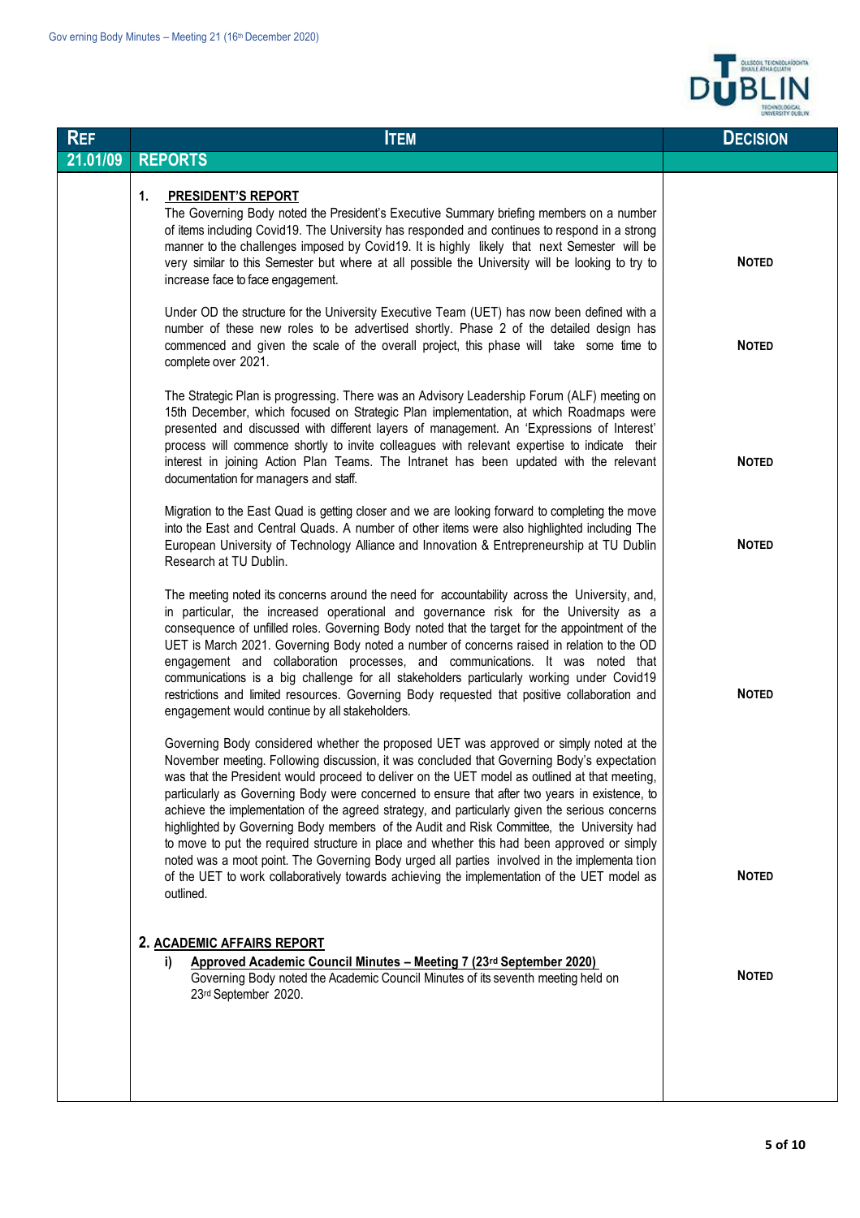| Ref | Item | Decision |
|---|---|---|
| **21.01/09** | **REPORTS** | |
| | **1. PRESIDENT'S REPORT**<br>The Governing Body noted the President's Executive Summary briefing members on a number of items including Covid19. The University has responded and continues to respond in a strong manner to the challenges imposed by Covid19. It is highly likely that next Semester will be very similar to this Semester but where at all possible the University will be looking to try to increase face to face engagement. | **NOTED** |
| | Under OD the structure for the University Executive Team (UET) has now been defined with a number of these new roles to be advertised shortly. Phase 2 of the detailed design has commenced and given the scale of the overall project, this phase will take some time to complete over 2021. | **NOTED** |
| | The Strategic Plan is progressing. There was an Advisory Leadership Forum (ALF) meeting on 15th December, which focused on Strategic Plan implementation, at which Roadmaps were presented and discussed with different layers of management. An 'Expressions of Interest' process will commence shortly to invite colleagues with relevant expertise to indicate their interest in joining Action Plan Teams. The Intranet has been updated with the relevant documentation for managers and staff. | **NOTED** |
| | Migration to the East Quad is getting closer and we are looking forward to completing the move into the East and Central Quads. A number of other items were also highlighted including The European University of Technology Alliance and Innovation & Entrepreneurship at TU Dublin Research at TU Dublin. | **NOTED** |
| | The meeting noted its concerns around the need for accountability across the University, and, in particular, the increased operational and governance risk for the University as a consequence of unfilled roles. Governing Body noted that the target for the appointment of the UET is March 2021. Governing Body noted a number of concerns raised in relation to the OD engagement and collaboration processes, and communications. It was noted that communications is a big challenge for all stakeholders particularly working under Covid19 restrictions and limited resources. Governing Body requested that positive collaboration and engagement would continue by all stakeholders. | **NOTED** |
| | Governing Body considered whether the proposed UET was approved or simply noted at the November meeting. Following discussion, it was concluded that Governing Body's expectation was that the President would proceed to deliver on the UET model as outlined at that meeting, particularly as Governing Body were concerned to ensure that after two years in existence, to achieve the implementation of the agreed strategy, and particularly given the serious concerns highlighted by Governing Body members of the Audit and Risk Committee, the University had to move to put the required structure in place and whether this had been approved or simply noted was a moot point. The Governing Body urged all parties involved in the implementation of the UET to work collaboratively towards achieving the implementation of the UET model as outlined. | **NOTED** |
| | **2. ACADEMIC AFFAIRS REPORT**<br>i) **Approved Academic Council Minutes – Meeting 7 (23rd September 2020)**<br>Governing Body noted the Academic Council Minutes of its seventh meeting held on 23rd September 2020. | **NOTED** |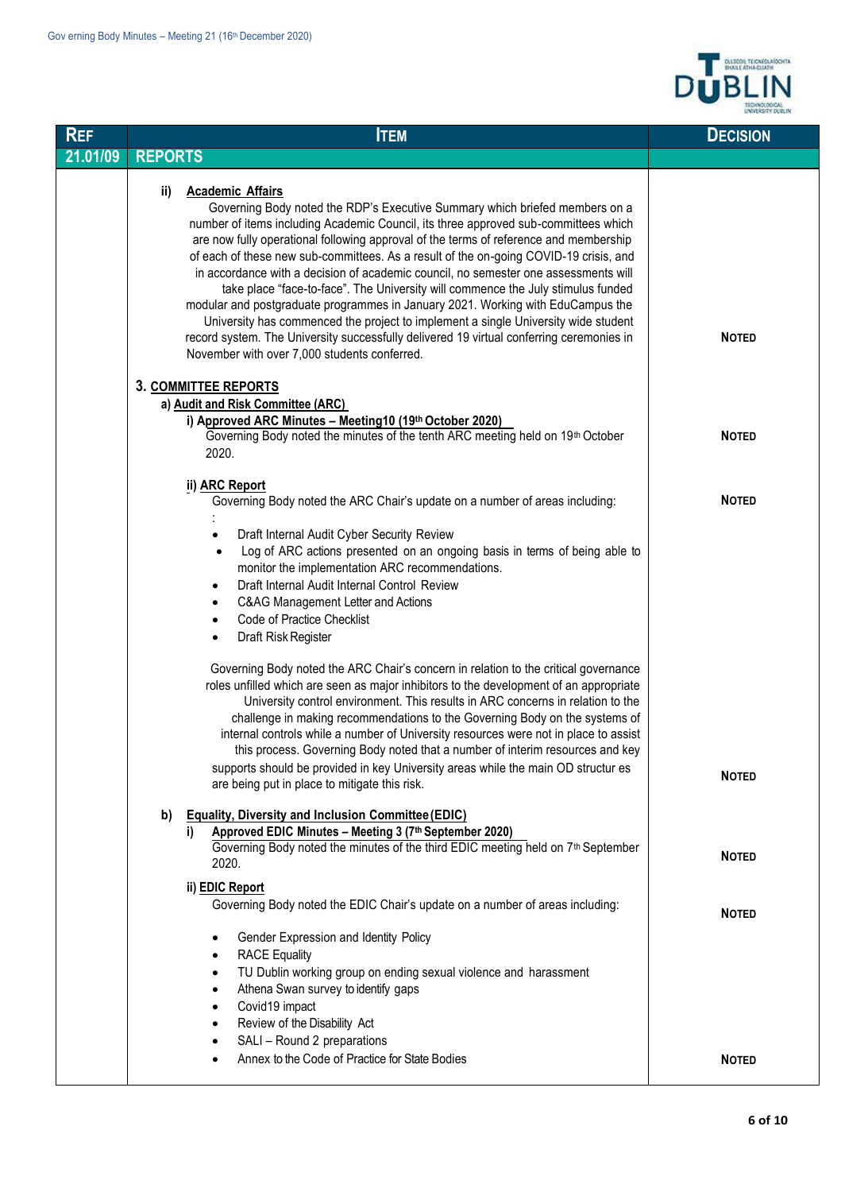| REF | ITEM | DECISION |
| --- | --- | --- |
| 21.01/09 | **REPORTS** | |
| | **ii) Academic Affairs**<br>Governing Body noted the RDP's Executive Summary which briefed members on a number of items including Academic Council, its three approved sub-committees which are now fully operational following approval of the terms of reference and membership of each of these new sub-committees. As a result of the on-going COVID-19 crisis, and in accordance with a decision of academic council, no semester one assessments will take place "face-to-face". The University will commence the July stimulus funded modular and postgraduate programmes in January 2021. Working with EduCampus the University has commenced the project to implement a single University wide student record system. The University successfully delivered 19 virtual conferring ceremonies in November with over 7,000 students conferred. | **NOTED** |
| | **3. COMMITTEE REPORTS**<br>**a) Audit and Risk Committee (ARC)**<br>**i) Approved ARC Minutes – Meeting10 (19th October 2020)**<br>Governing Body noted the minutes of the tenth ARC meeting held on 19th October 2020. | **NOTED** |
| | **ii) ARC Report**<br>Governing Body noted the ARC Chair's update on a number of areas including:<br>:<br>• Draft Internal Audit Cyber Security Review<br>• Log of ARC actions presented on an ongoing basis in terms of being able to monitor the implementation ARC recommendations.<br>• Draft Internal Audit Internal Control Review<br>• C&AG Management Letter and Actions<br>• Code of Practice Checklist<br>• Draft Risk Register | **NOTED** |
| | Governing Body noted the ARC Chair's concern in relation to the critical governance roles unfilled which are seen as major inhibitors to the development of an appropriate University control environment. This results in ARC concerns in relation to the challenge in making recommendations to the Governing Body on the systems of internal controls while a number of University resources were not in place to assist this process. Governing Body noted that a number of interim resources and key supports should be provided in key University areas while the main OD structur es are being put in place to mitigate this risk. | **NOTED** |
| | **b) Equality, Diversity and Inclusion Committee (EDIC)**<br>**i) Approved EDIC Minutes – Meeting 3 (7th September 2020)**<br>Governing Body noted the minutes of the third EDIC meeting held on 7th September 2020. | **NOTED** |
| | **ii) EDIC Report**<br>Governing Body noted the EDIC Chair's update on a number of areas including: | **NOTED** |
| | • Gender Expression and Identity Policy<br>• RACE Equality<br>• TU Dublin working group on ending sexual violence and harassment<br>• Athena Swan survey to identify gaps<br>• Covid19 impact<br>• Review of the Disability Act<br>• SALI – Round 2 preparations<br>• Annex to the Code of Practice for State Bodies | **NOTED** |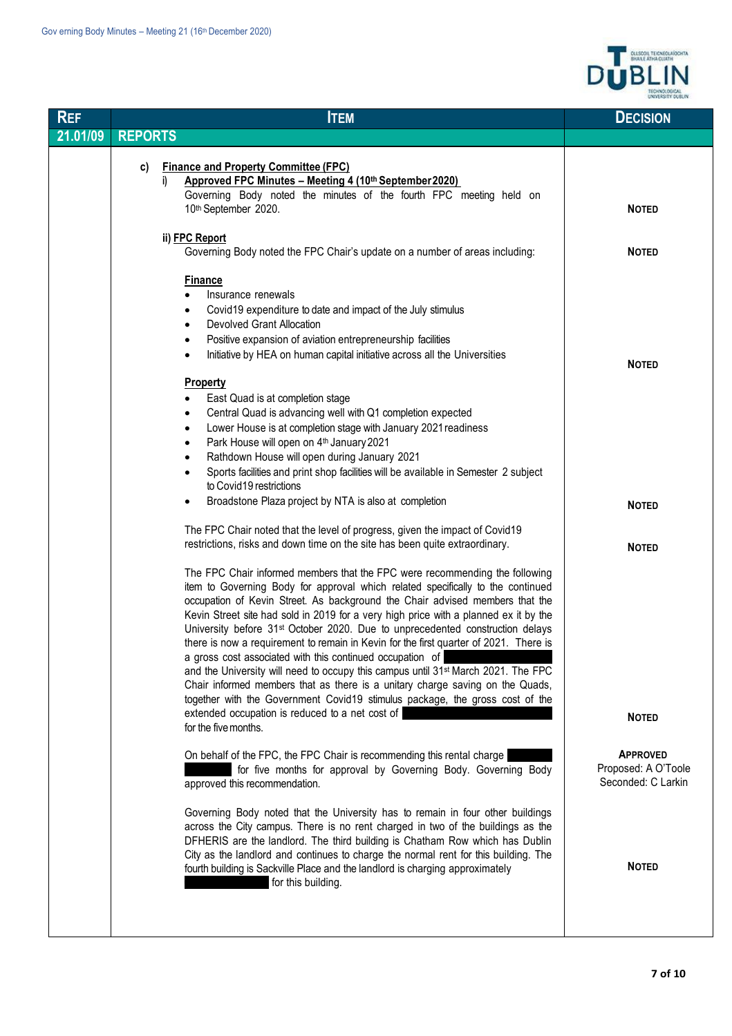| REF | ITEM | DECISION |
|---|---|---|
| 21.01/09 | **REPORTS** | |
| | **c) Finance and Property Committee (FPC)** | |
| | i) **Approved FPC Minutes – Meeting 4 (10th September 2020)**<br>Governing Body noted the minutes of the fourth FPC meeting held on 10th September 2020. | **NOTED** |
| | ii) **FPC Report**<br>Governing Body noted the FPC Chair's update on a number of areas including: | **NOTED** |
| | **Finance**<br>• Insurance renewals<br>• Covid19 expenditure to date and impact of the July stimulus<br>• Devolved Grant Allocation<br>• Positive expansion of aviation entrepreneurship facilities<br>• Initiative by HEA on human capital initiative across all the Universities | **NOTED** |
| | **Property**<br>• East Quad is at completion stage<br>• Central Quad is advancing well with Q1 completion expected<br>• Lower House is at completion stage with January 2021 readiness<br>• Park House will open on 4th January 2021<br>• Rathdown House will open during January 2021<br>• Sports facilities and print shop facilities will be available in Semester 2 subject to Covid19 restrictions<br>• Broadstone Plaza project by NTA is also at completion | **NOTED** |
| | The FPC Chair noted that the level of progress, given the impact of Covid19 restrictions, risks and down time on the site has been quite extraordinary. | **NOTED** |
| | The FPC Chair informed members that the FPC were recommending the following item to Governing Body for approval which related specifically to the continued occupation of Kevin Street. As background the Chair advised members that the Kevin Street site had sold in 2019 for a very high price with a planned exit by the University before 31st October 2020. Due to unprecedented construction delays there is now a requirement to remain in Kevin for the first quarter of 2021. There is a gross cost associated with this continued occupation of [REDACTED] and the University will need to occupy this campus until 31st March 2021. The FPC Chair informed members that as there is a unitary charge saving on the Quads, together with the Government Covid19 stimulus package, the gross cost of the extended occupation is reduced to a net cost of [REDACTED] for the five months. | **NOTED** |
| | On behalf of the FPC, the FPC Chair is recommending this rental charge [REDACTED] for five months for approval by Governing Body. Governing Body approved this recommendation. | **APPROVED**<br>Proposed: A O'Toole<br>Seconded: C Larkin |
| | Governing Body noted that the University has to remain in four other buildings across the City campus. There is no rent charged in two of the buildings as the DFHERIS are the landlord. The third building is Chatham Row which has Dublin City as the landlord and continues to charge the normal rent for this building. The fourth building is Sackville Place and the landlord is charging approximately [REDACTED] for this building. | **NOTED** |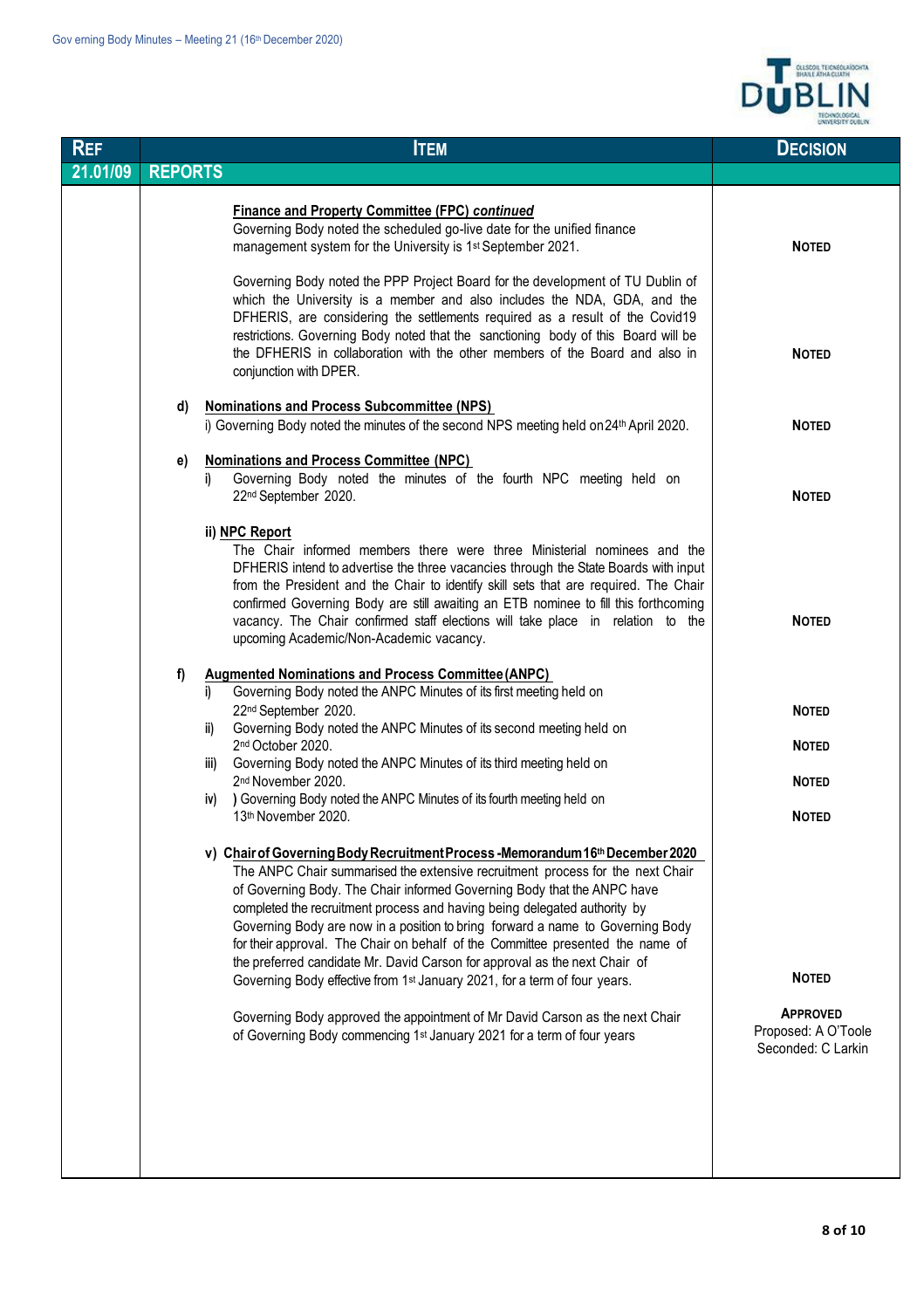| REF | ITEM | DECISION |
|---|---|---|
| 21.01/09 | **REPORTS** | |
| | **Finance and Property Committee (FPC) *continued***<br>Governing Body noted the scheduled go-live date for the unified finance management system for the University is 1st September 2021. | **NOTED** |
| | Governing Body noted the PPP Project Board for the development of TU Dublin of which the University is a member and also includes the NDA, GDA, and the DFHERIS, are considering the settlements required as a result of the Covid19 restrictions. Governing Body noted that the sanctioning body of this Board will be the DFHERIS in collaboration with the other members of the Board and also in conjunction with DPER. | **NOTED** |
| | **d) Nominations and Process Subcommittee (NPS)**<br>i) Governing Body noted the minutes of the second NPS meeting held on 24th April 2020. | **NOTED** |
| | **e) Nominations and Process Committee (NPC)**<br>i) Governing Body noted the minutes of the fourth NPC meeting held on 22nd September 2020. | **NOTED** |
| | **ii) NPC Report**<br>The Chair informed members there were three Ministerial nominees and the DFHERIS intend to advertise the three vacancies through the State Boards with input from the President and the Chair to identify skill sets that are required. The Chair confirmed Governing Body are still awaiting an ETB nominee to fill this forthcoming vacancy. The Chair confirmed staff elections will take place in relation to the upcoming Academic/Non-Academic vacancy. | **NOTED** |
| | **f) Augmented Nominations and Process Committee (ANPC)**<br>i) Governing Body noted the ANPC Minutes of its first meeting held on 22nd September 2020. | **NOTED** |
| | ii) Governing Body noted the ANPC Minutes of its second meeting held on 2nd October 2020. | **NOTED** |
| | iii) Governing Body noted the ANPC Minutes of its third meeting held on 2nd November 2020. | **NOTED** |
| | iv) ) Governing Body noted the ANPC Minutes of its fourth meeting held on 13th November 2020. | **NOTED** |
| | **v) Chair of Governing Body Recruitment Process -Memorandum 16th December 2020**<br>The ANPC Chair summarised the extensive recruitment process for the next Chair of Governing Body. The Chair informed Governing Body that the ANPC have completed the recruitment process and having being delegated authority by Governing Body are now in a position to bring forward a name to Governing Body for their approval. The Chair on behalf of the Committee presented the name of the preferred candidate Mr. David Carson for approval as the next Chair of Governing Body effective from 1st January 2021, for a term of four years. | **NOTED** |
| | Governing Body approved the appointment of Mr David Carson as the next Chair of Governing Body commencing 1st January 2021 for a term of four years | **APPROVED**<br>Proposed: A O'Toole<br>Seconded: C Larkin |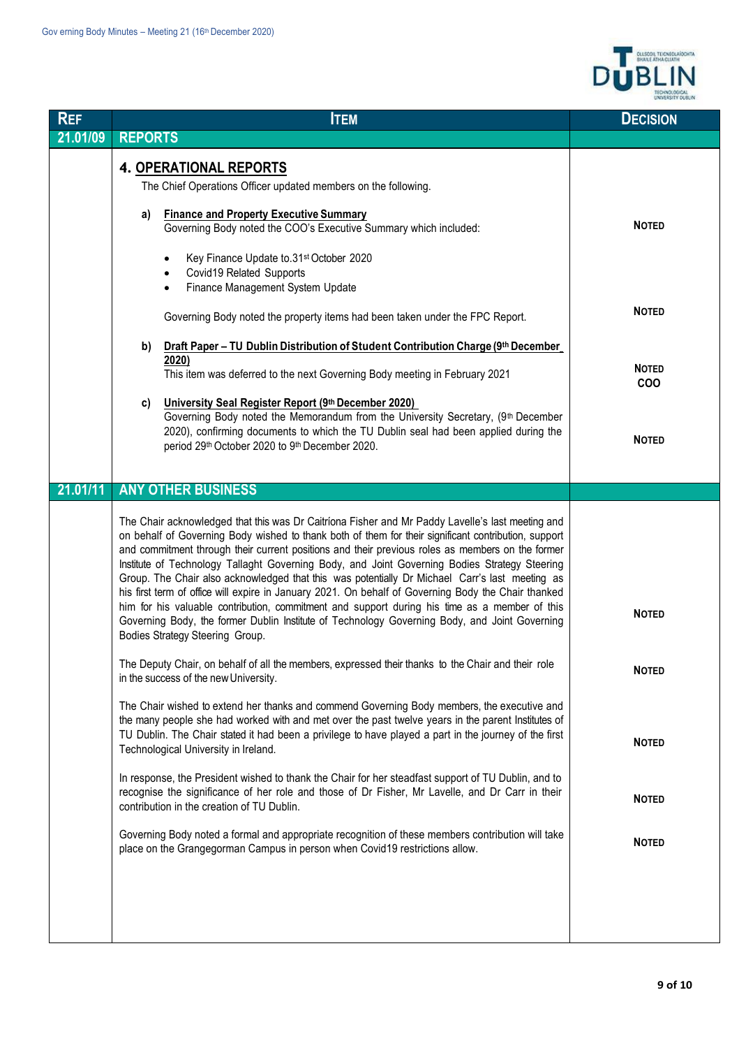| REF | ITEM | DECISION |
|---|---|---|
| **21.01/09** | **REPORTS** | |
| | **4. OPERATIONAL REPORTS**<br>The Chief Operations Officer updated members on the following.<br><br>**a) Finance and Property Executive Summary**<br>Governing Body noted the COO's Executive Summary which included:<br>• Key Finance Update to.31st October 2020<br>• Covid19 Related Supports<br>• Finance Management System Update | **NOTED** |
| | Governing Body noted the property items had been taken under the FPC Report. | **NOTED** |
| | **b) Draft Paper – TU Dublin Distribution of Student Contribution Charge (9th December 2020)**<br>This item was deferred to the next Governing Body meeting in February 2021 | **NOTED**<br>**COO** |
| | **c) University Seal Register Report (9th December 2020)**<br>Governing Body noted the Memorandum from the University Secretary, (9th December 2020), confirming documents to which the TU Dublin seal had been applied during the period 29th October 2020 to 9th December 2020. | **NOTED** |
| **21.01/11** | **ANY OTHER BUSINESS** | |
| | The Chair acknowledged that this was Dr Caitríona Fisher and Mr Paddy Lavelle's last meeting and on behalf of Governing Body wished to thank both of them for their significant contribution, support and commitment through their current positions and their previous roles as members on the former Institute of Technology Tallaght Governing Body, and Joint Governing Bodies Strategy Steering Group. The Chair also acknowledged that this was potentially Dr Michael Carr's last meeting as his first term of office will expire in January 2021. On behalf of Governing Body the Chair thanked him for his valuable contribution, commitment and support during his time as a member of this Governing Body, the former Dublin Institute of Technology Governing Body, and Joint Governing Bodies Strategy Steering Group. | **NOTED** |
| | The Deputy Chair, on behalf of all the members, expressed their thanks to the Chair and their role in the success of the new University. | **NOTED** |
| | The Chair wished to extend her thanks and commend Governing Body members, the executive and the many people she had worked with and met over the past twelve years in the parent Institutes of TU Dublin. The Chair stated it had been a privilege to have played a part in the journey of the first Technological University in Ireland. | **NOTED** |
| | In response, the President wished to thank the Chair for her steadfast support of TU Dublin, and to recognise the significance of her role and those of Dr Fisher, Mr Lavelle, and Dr Carr in their contribution in the creation of TU Dublin. | **NOTED** |
| | Governing Body noted a formal and appropriate recognition of these members contribution will take place on the Grangegorman Campus in person when Covid19 restrictions allow. | **NOTED** |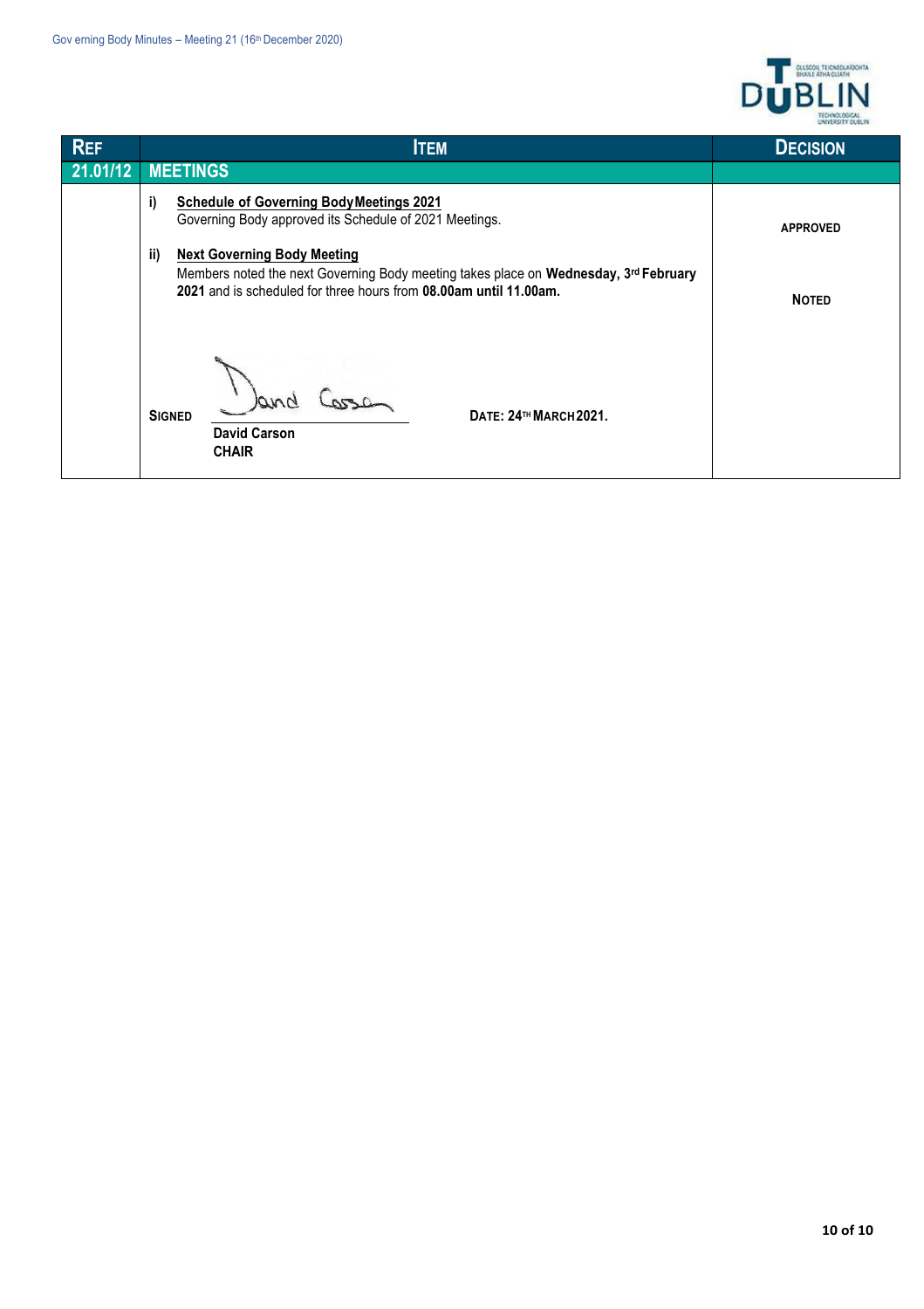| REF | ITEM | DECISION |
|---|---|---|
| **21.01/12** | **MEETINGS** | |
| | **i) Schedule of Governing Body Meetings 2021**<br>Governing Body approved its Schedule of 2021 Meetings.<br><br>**ii) Next Governing Body Meeting**<br>Members noted the next Governing Body meeting takes place on **Wednesday, 3rd February 2021** and is scheduled for three hours from **08.00am until 11.00am.**<br><br>**SIGNED** ____________________ **DATE: 24TH MARCH 2021.**<br>**David Carson**<br>**CHAIR** | **APPROVED**<br><br>**NOTED** |